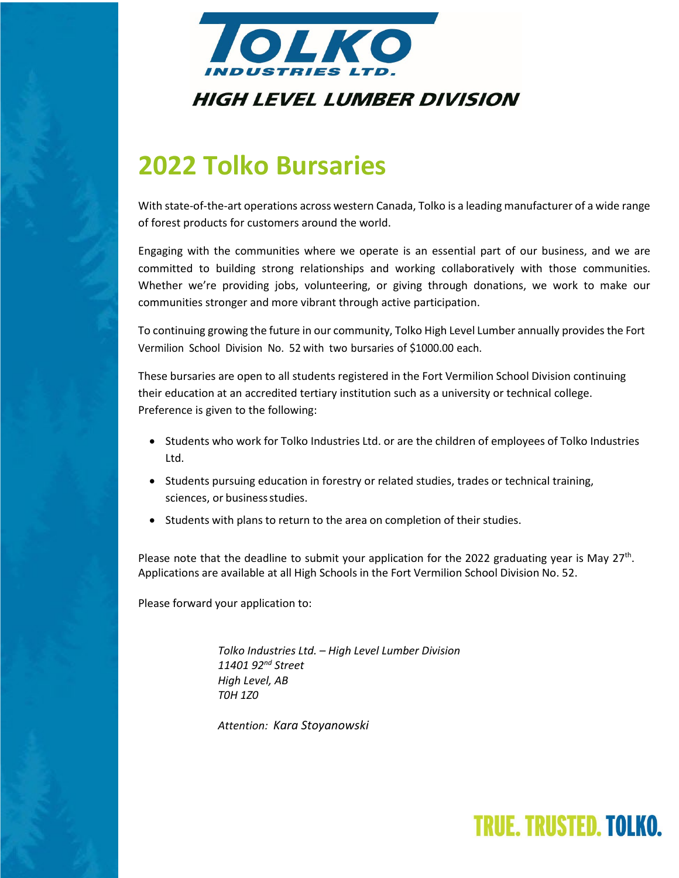TOLKO INDUSTRIES LTD.

HIGH LEVEL LUMBER DIVISION

# 2022 Tolko Bursaries

With state-of-the-art operations across western Canada, Tolko is a leading manufacturer of a wide range of forest products for customers around the world.

Engaging with the communities where we operate is an essential part of our business, and we are committed to building strong relationships and working collaboratively with those communities. Whether we're providing jobs, volunteering, or giving through donations, we work to make our communities stronger and more vibrant through active participation.

To continuing growing the future in our community, Tolko High Level Lumber annually provides the Fort Vermilion School Division No. 52 with two bursaries of $1000.00 each.

These bursaries are open to all students registered in the Fort Vermilion School Division continuing their education at an accredited tertiary institution such as a university or technical college. Preference is given to the following:

- Students who work for Tolko Industries Ltd. or are the children of employees of Tolko Industries Ltd.
- Students pursuing education in forestry or related studies, trades or technical training, sciences, or business studies.
- Students with plans to return to the area on completion of their studies.

Please note that the deadline to submit your application for the 2022 graduating year is May 27th. Applications are available at all High Schools in the Fort Vermilion School Division No. 52.

Please forward your application to:

*Tolko Industries Ltd. – High Level Lumber Division*
*11401 92nd Street*
*High Level, AB*
*T0H 1Z0*

*Attention: Kara Stoyanowski*

TRUE. TRUSTED. TOLKO.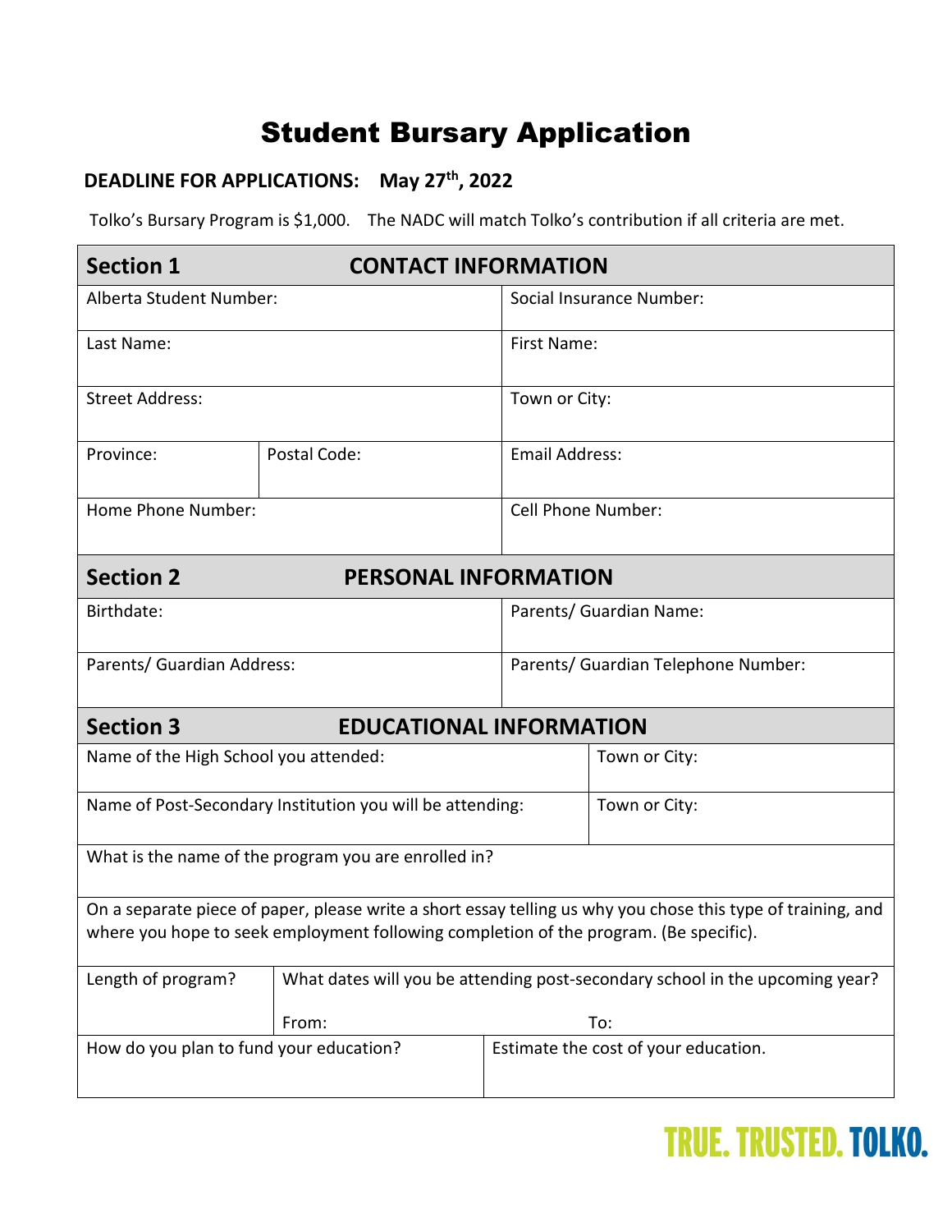# Student Bursary Application

**DEADLINE FOR APPLICATIONS: May 27th, 2022**

Tolko's Bursary Program is $1,000. The NADC will match Tolko's contribution if all criteria are met.

| **Section 1 CONTACT INFORMATION** | | |
|---|---|---|
| Alberta Student Number: | | Social Insurance Number: |
| Last Name: | | First Name: |
| Street Address: | | Town or City: |
| Province: | Postal Code: | Email Address: |
| Home Phone Number: | | Cell Phone Number: |

| **Section 2 PERSONAL INFORMATION** | |
|---|---|
| Birthdate: | Parents/ Guardian Name: |
| Parents/ Guardian Address: | Parents/ Guardian Telephone Number: |

| **Section 3 EDUCATIONAL INFORMATION** | |
|---|---|
| Name of the High School you attended: | Town or City: |
| Name of Post-Secondary Institution you will be attending: | Town or City: |
| What is the name of the program you are enrolled in? | |

On a separate piece of paper, please write a short essay telling us why you chose this type of training, and where you hope to seek employment following completion of the program. (Be specific).

| Length of program? | What dates will you be attending post-secondary school in the upcoming year? From: To: |
|---|---|
| How do you plan to fund your education? | Estimate the cost of your education. |

TRUE. TRUSTED. TOLKO.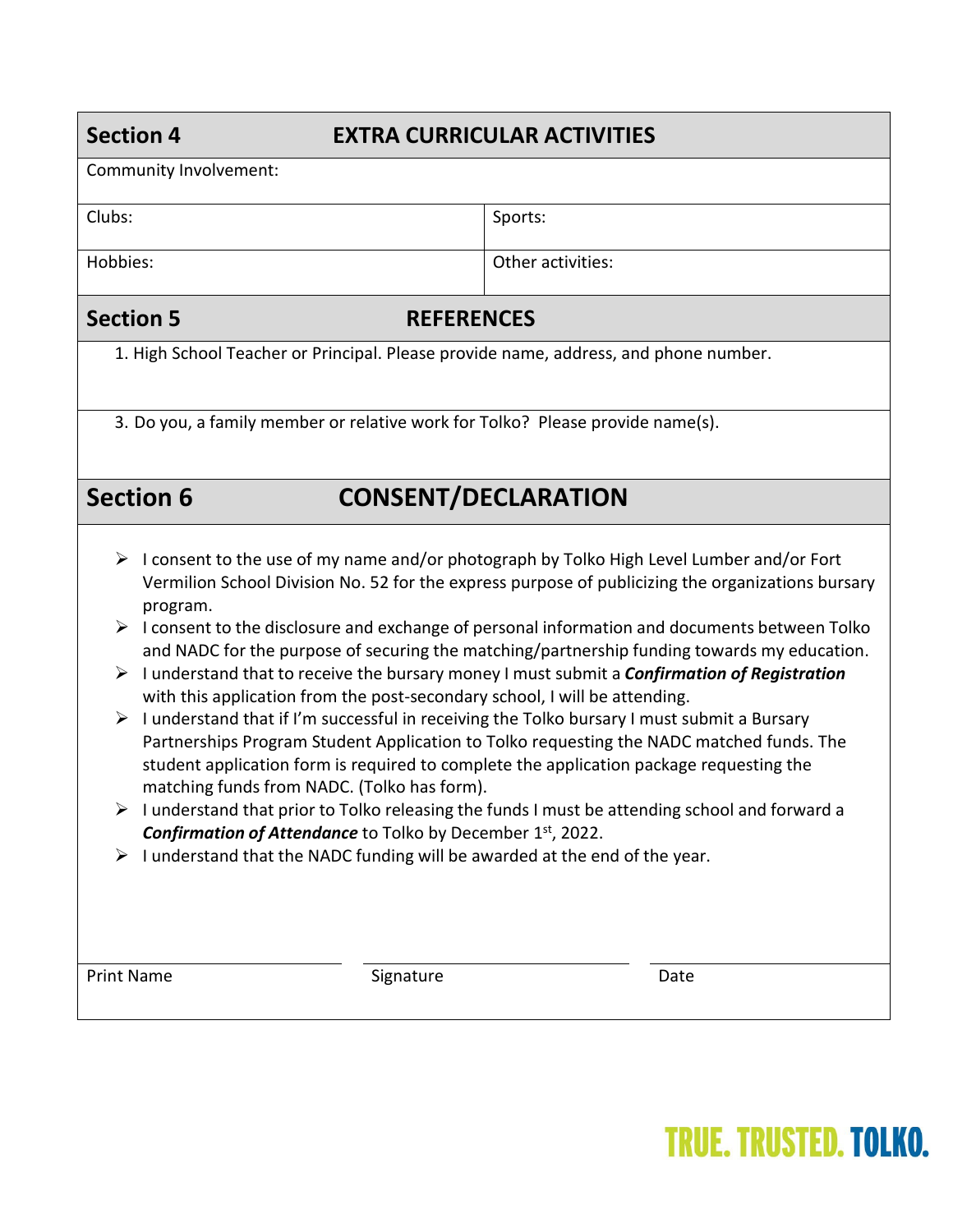## Section 4 EXTRA CURRICULAR ACTIVITIES

| Community Involvement: | |
|---|---|
| Clubs: | Sports: |
| Hobbies: | Other activities: |

## Section 5 REFERENCES

1. High School Teacher or Principal. Please provide name, address, and phone number.

3. Do you, a family member or relative work for Tolko? Please provide name(s).

## Section 6 CONSENT/DECLARATION

- I consent to the use of my name and/or photograph by Tolko High Level Lumber and/or Fort Vermilion School Division No. 52 for the express purpose of publicizing the organizations bursary program.
- I consent to the disclosure and exchange of personal information and documents between Tolko and NADC for the purpose of securing the matching/partnership funding towards my education.
- I understand that to receive the bursary money I must submit a ***Confirmation of Registration*** with this application from the post-secondary school, I will be attending.
- I understand that if I'm successful in receiving the Tolko bursary I must submit a Bursary Partnerships Program Student Application to Tolko requesting the NADC matched funds. The student application form is required to complete the application package requesting the matching funds from NADC. (Tolko has form).
- I understand that prior to Tolko releasing the funds I must be attending school and forward a ***Confirmation of Attendance*** to Tolko by December 1st, 2022.
- I understand that the NADC funding will be awarded at the end of the year.

| Print Name | Signature | Date |
|---|---|---|
| | | |

TRUE. TRUSTED. TOLKO.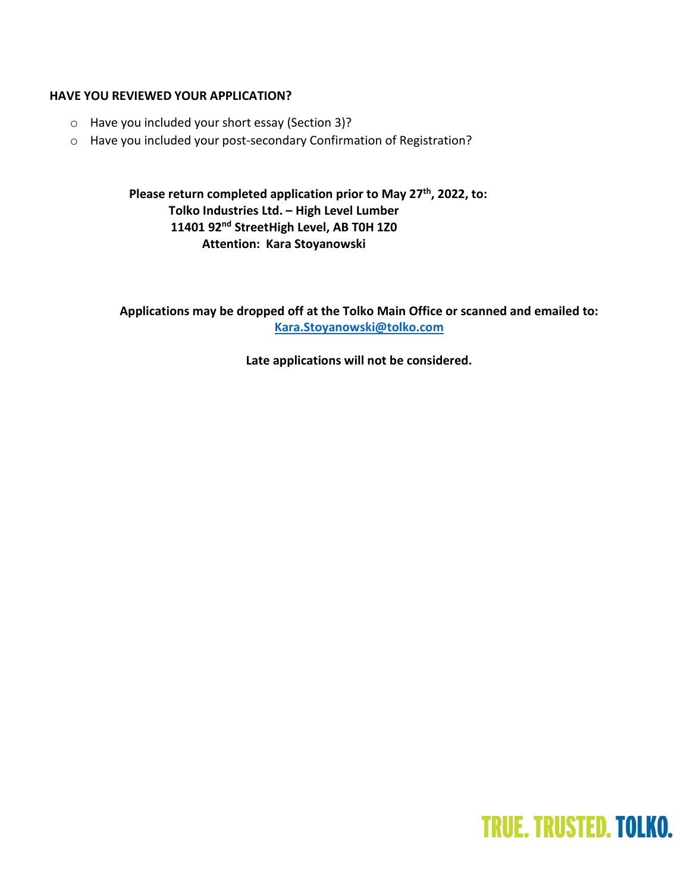**HAVE YOU REVIEWED YOUR APPLICATION?**

- Have you included your short essay (Section 3)?
- Have you included your post-secondary Confirmation of Registration?

**Please return completed application prior to May 27th, 2022, to:**
**Tolko Industries Ltd. – High Level Lumber**
**11401 92nd StreetHigh Level, AB T0H 1Z0**
**Attention: Kara Stoyanowski**

**Applications may be dropped off at the Tolko Main Office or scanned and emailed to:**
**Kara.Stoyanowski@tolko.com**

**Late applications will not be considered.**

TRUE. TRUSTED. TOLKO.